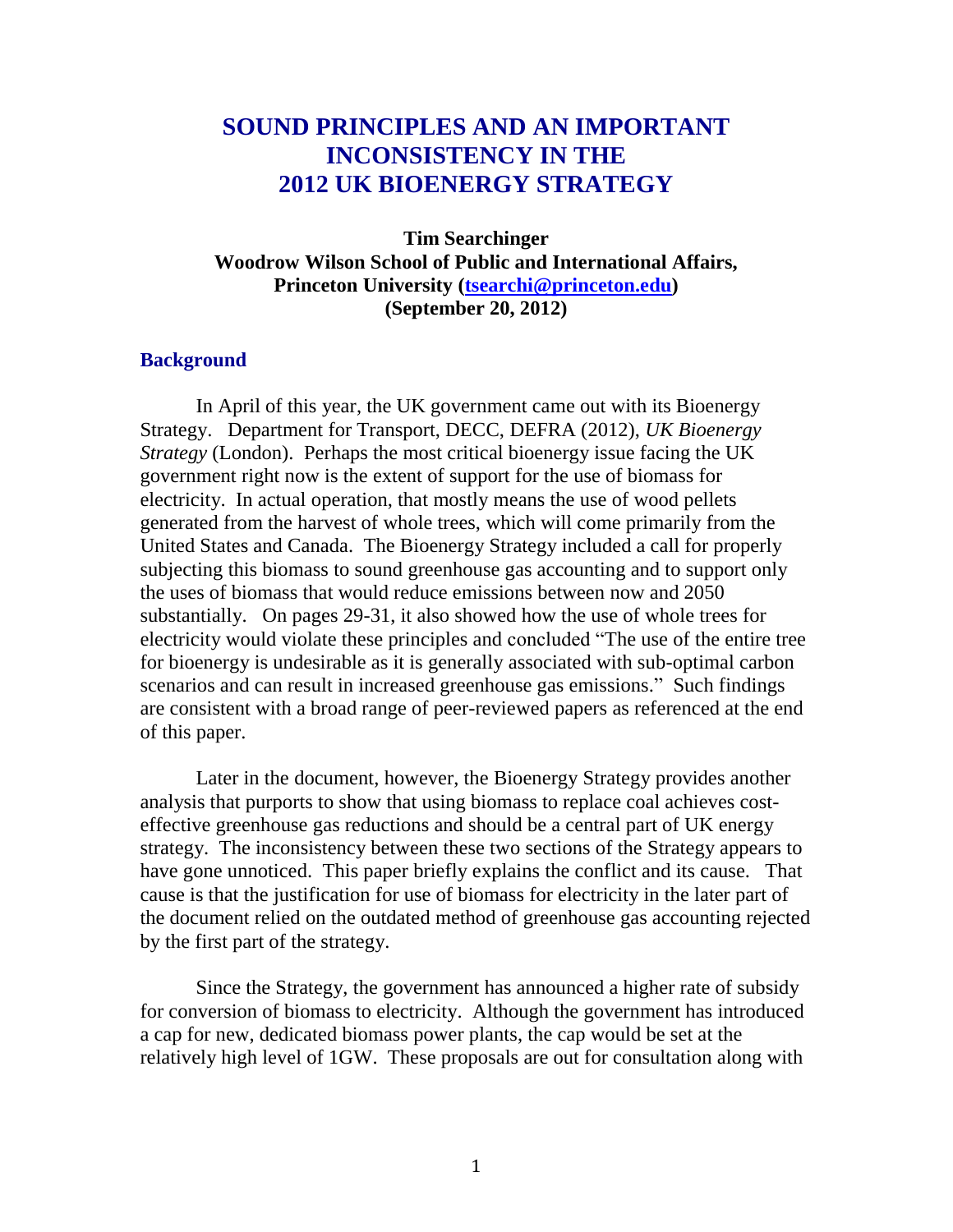# SOUND PRINCIPLES AND AN IMPORTANT INCONSISTENCY IN THE 2012 UK BIOENERGY STRATEGY

**Tim Searchinger**
**Woodrow Wilson School of Public and International Affairs, Princeton University ([tsearchi@princeton.edu](mailto:tsearchi@princeton.edu))**
**(September 20, 2012)**

## Background

In April of this year, the UK government came out with its Bioenergy Strategy. Department for Transport, DECC, DEFRA (2012), *UK Bioenergy Strategy* (London). Perhaps the most critical bioenergy issue facing the UK government right now is the extent of support for the use of biomass for electricity. In actual operation, that mostly means the use of wood pellets generated from the harvest of whole trees, which will come primarily from the United States and Canada. The Bioenergy Strategy included a call for properly subjecting this biomass to sound greenhouse gas accounting and to support only the uses of biomass that would reduce emissions between now and 2050 substantially. On pages 29-31, it also showed how the use of whole trees for electricity would violate these principles and concluded "The use of the entire tree for bioenergy is undesirable as it is generally associated with sub-optimal carbon scenarios and can result in increased greenhouse gas emissions." Such findings are consistent with a broad range of peer-reviewed papers as referenced at the end of this paper.

Later in the document, however, the Bioenergy Strategy provides another analysis that purports to show that using biomass to replace coal achieves cost-effective greenhouse gas reductions and should be a central part of UK energy strategy. The inconsistency between these two sections of the Strategy appears to have gone unnoticed. This paper briefly explains the conflict and its cause. That cause is that the justification for use of biomass for electricity in the later part of the document relied on the outdated method of greenhouse gas accounting rejected by the first part of the strategy.

Since the Strategy, the government has announced a higher rate of subsidy for conversion of biomass to electricity. Although the government has introduced a cap for new, dedicated biomass power plants, the cap would be set at the relatively high level of 1GW. These proposals are out for consultation along with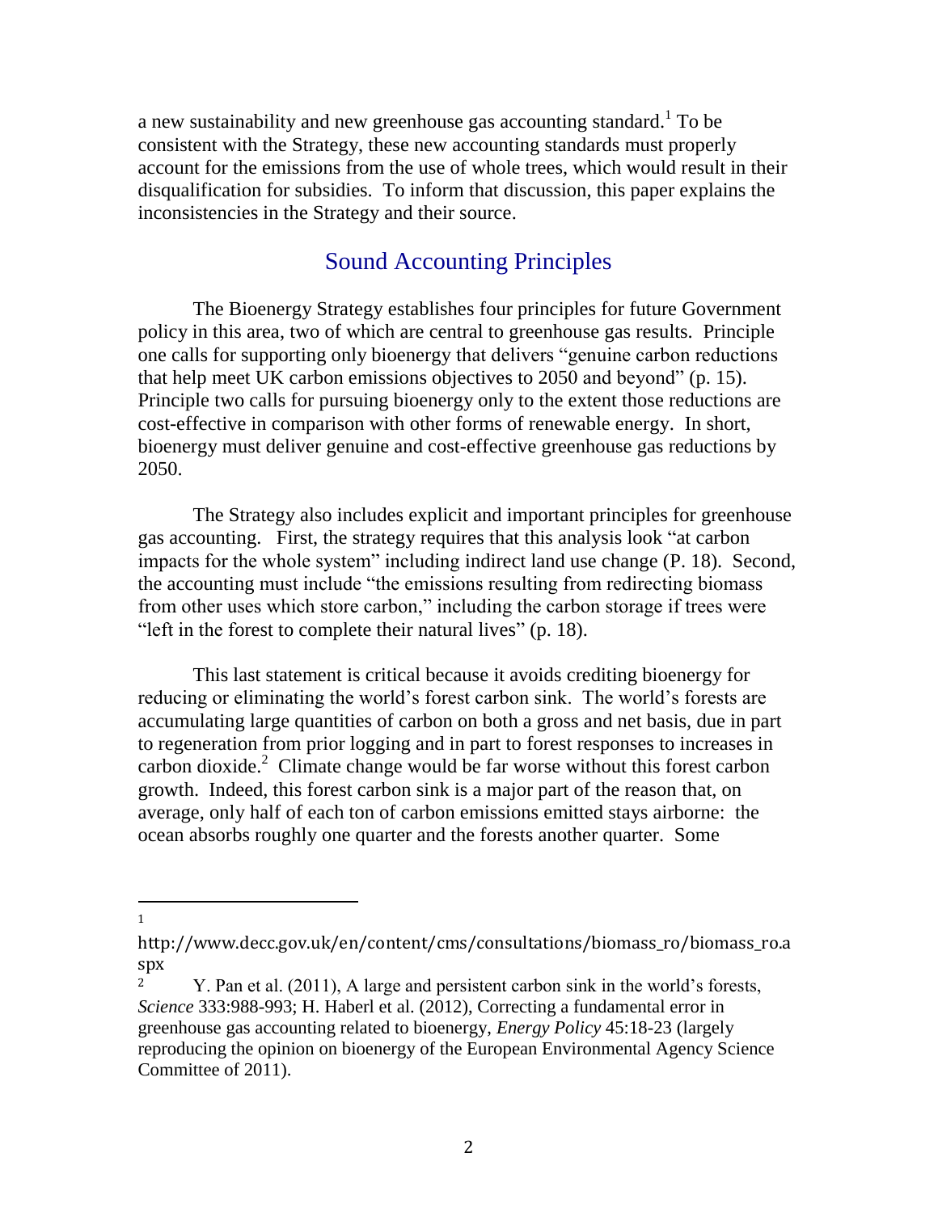a new sustainability and new greenhouse gas accounting standard.[1] To be consistent with the Strategy, these new accounting standards must properly account for the emissions from the use of whole trees, which would result in their disqualification for subsidies. To inform that discussion, this paper explains the inconsistencies in the Strategy and their source.

## Sound Accounting Principles

The Bioenergy Strategy establishes four principles for future Government policy in this area, two of which are central to greenhouse gas results. Principle one calls for supporting only bioenergy that delivers "genuine carbon reductions that help meet UK carbon emissions objectives to 2050 and beyond" (p. 15). Principle two calls for pursuing bioenergy only to the extent those reductions are cost-effective in comparison with other forms of renewable energy. In short, bioenergy must deliver genuine and cost-effective greenhouse gas reductions by 2050.

The Strategy also includes explicit and important principles for greenhouse gas accounting. First, the strategy requires that this analysis look "at carbon impacts for the whole system" including indirect land use change (P. 18). Second, the accounting must include "the emissions resulting from redirecting biomass from other uses which store carbon," including the carbon storage if trees were "left in the forest to complete their natural lives" (p. 18).

This last statement is critical because it avoids crediting bioenergy for reducing or eliminating the world's forest carbon sink. The world's forests are accumulating large quantities of carbon on both a gross and net basis, due in part to regeneration from prior logging and in part to forest responses to increases in carbon dioxide.[2] Climate change would be far worse without this forest carbon growth. Indeed, this forest carbon sink is a major part of the reason that, on average, only half of each ton of carbon emissions emitted stays airborne: the ocean absorbs roughly one quarter and the forests another quarter. Some

---

[1] http://www.decc.gov.uk/en/content/cms/consultations/biomass_ro/biomass_ro.aspx

[2] Y. Pan et al. (2011), A large and persistent carbon sink in the world's forests, *Science* 333:988-993; H. Haberl et al. (2012), Correcting a fundamental error in greenhouse gas accounting related to bioenergy, *Energy Policy* 45:18-23 (largely reproducing the opinion on bioenergy of the European Environmental Agency Science Committee of 2011).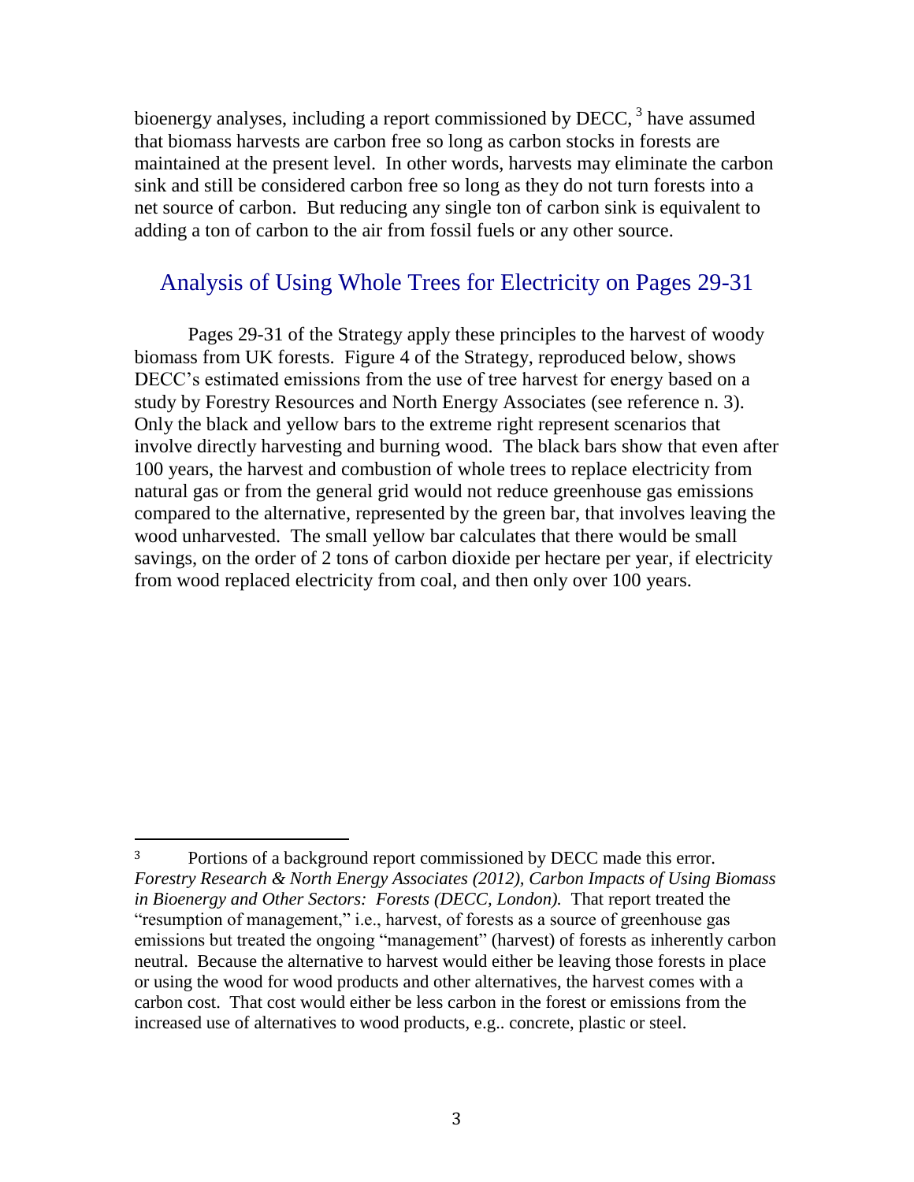bioenergy analyses, including a report commissioned by DECC,[3] have assumed that biomass harvests are carbon free so long as carbon stocks in forests are maintained at the present level. In other words, harvests may eliminate the carbon sink and still be considered carbon free so long as they do not turn forests into a net source of carbon. But reducing any single ton of carbon sink is equivalent to adding a ton of carbon to the air from fossil fuels or any other source.

## Analysis of Using Whole Trees for Electricity on Pages 29-31

Pages 29-31 of the Strategy apply these principles to the harvest of woody biomass from UK forests. Figure 4 of the Strategy, reproduced below, shows DECC's estimated emissions from the use of tree harvest for energy based on a study by Forestry Resources and North Energy Associates (see reference n. 3). Only the black and yellow bars to the extreme right represent scenarios that involve directly harvesting and burning wood. The black bars show that even after 100 years, the harvest and combustion of whole trees to replace electricity from natural gas or from the general grid would not reduce greenhouse gas emissions compared to the alternative, represented by the green bar, that involves leaving the wood unharvested. The small yellow bar calculates that there would be small savings, on the order of 2 tons of carbon dioxide per hectare per year, if electricity from wood replaced electricity from coal, and then only over 100 years.

---

[3] Portions of a background report commissioned by DECC made this error. *Forestry Research & North Energy Associates (2012), Carbon Impacts of Using Biomass in Bioenergy and Other Sectors: Forests (DECC, London).* That report treated the "resumption of management," i.e., harvest, of forests as a source of greenhouse gas emissions but treated the ongoing "management" (harvest) of forests as inherently carbon neutral. Because the alternative to harvest would either be leaving those forests in place or using the wood for wood products and other alternatives, the harvest comes with a carbon cost. That cost would either be less carbon in the forest or emissions from the increased use of alternatives to wood products, e.g.. concrete, plastic or steel.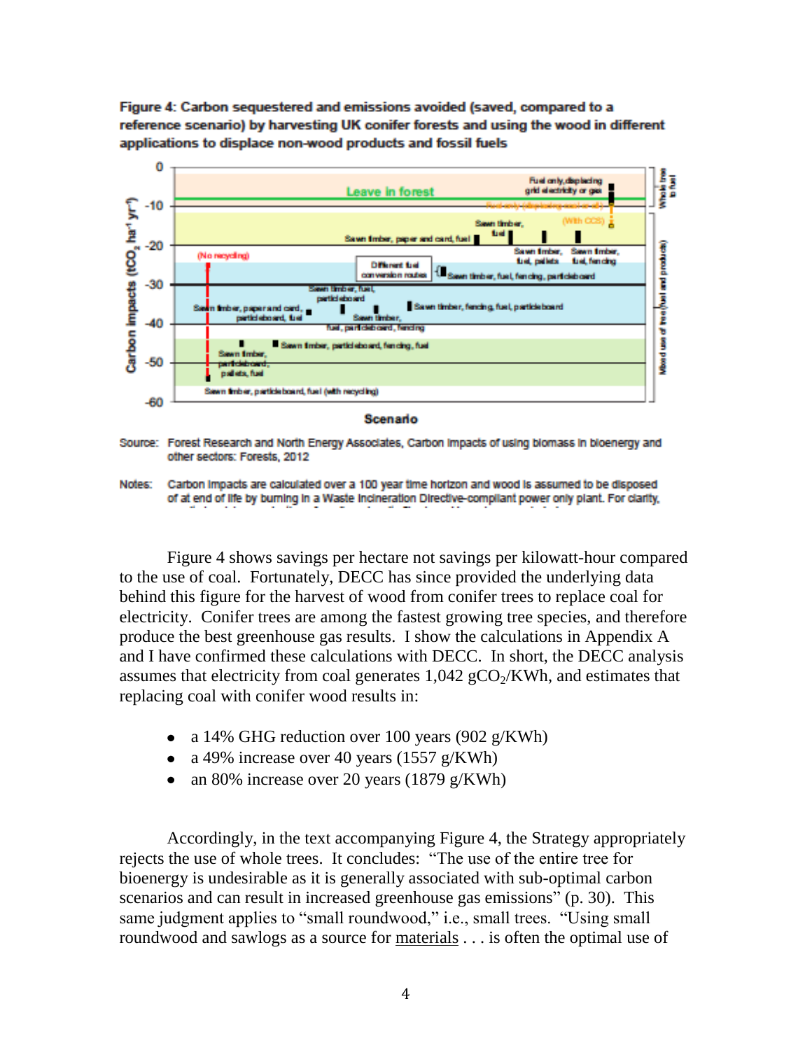**Figure 4: Carbon sequestered and emissions avoided (saved, compared to a reference scenario) by harvesting UK conifer forests and using the wood in different applications to displace non-wood products and fossil fuels**

Source: Forest Research and North Energy Associates, Carbon impacts of using biomass in bioenergy and other sectors: Forests, 2012

Notes: Carbon impacts are calculated over a 100 year time horizon and wood is assumed to be disposed of at end of life by burning in a Waste Incineration Directive-compliant power only plant. For clarity,

Figure 4 shows savings per hectare not savings per kilowatt-hour compared to the use of coal. Fortunately, DECC has since provided the underlying data behind this figure for the harvest of wood from conifer trees to replace coal for electricity. Conifer trees are among the fastest growing tree species, and therefore produce the best greenhouse gas results. I show the calculations in Appendix A and I have confirmed these calculations with DECC. In short, the DECC analysis assumes that electricity from coal generates 1,042 $gCO_2$/KWh, and estimates that replacing coal with conifer wood results in:

- a 14% GHG reduction over 100 years (902 g/KWh)
- a 49% increase over 40 years (1557 g/KWh)
- an 80% increase over 20 years (1879 g/KWh)

Accordingly, in the text accompanying Figure 4, the Strategy appropriately rejects the use of whole trees. It concludes: "The use of the entire tree for bioenergy is undesirable as it is generally associated with sub-optimal carbon scenarios and can result in increased greenhouse gas emissions" (p. 30). This same judgment applies to "small roundwood," i.e., small trees. "Using small roundwood and sawlogs as a source for materials . . . is often the optimal use of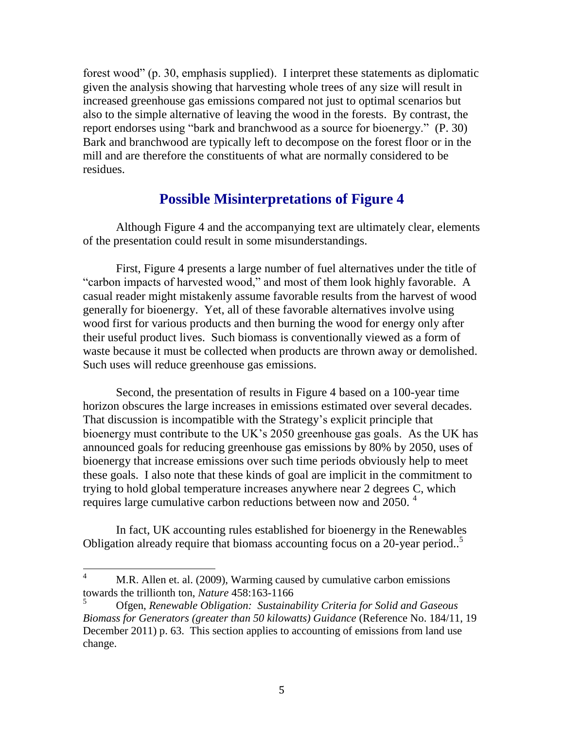forest wood" (p. 30, emphasis supplied). I interpret these statements as diplomatic given the analysis showing that harvesting whole trees of any size will result in increased greenhouse gas emissions compared not just to optimal scenarios but also to the simple alternative of leaving the wood in the forests. By contrast, the report endorses using "bark and branchwood as a source for bioenergy." (P. 30) Bark and branchwood are typically left to decompose on the forest floor or in the mill and are therefore the constituents of what are normally considered to be residues.

## Possible Misinterpretations of Figure 4

Although Figure 4 and the accompanying text are ultimately clear, elements of the presentation could result in some misunderstandings.

First, Figure 4 presents a large number of fuel alternatives under the title of "carbon impacts of harvested wood," and most of them look highly favorable. A casual reader might mistakenly assume favorable results from the harvest of wood generally for bioenergy. Yet, all of these favorable alternatives involve using wood first for various products and then burning the wood for energy only after their useful product lives. Such biomass is conventionally viewed as a form of waste because it must be collected when products are thrown away or demolished. Such uses will reduce greenhouse gas emissions.

Second, the presentation of results in Figure 4 based on a 100-year time horizon obscures the large increases in emissions estimated over several decades. That discussion is incompatible with the Strategy's explicit principle that bioenergy must contribute to the UK's 2050 greenhouse gas goals. As the UK has announced goals for reducing greenhouse gas emissions by 80% by 2050, uses of bioenergy that increase emissions over such time periods obviously help to meet these goals. I also note that these kinds of goal are implicit in the commitment to trying to hold global temperature increases anywhere near 2 degrees C, which requires large cumulative carbon reductions between now and 2050. [4]

In fact, UK accounting rules established for bioenergy in the Renewables Obligation already require that biomass accounting focus on a 20-year period..[5]

---

[4] M.R. Allen et. al. (2009), Warming caused by cumulative carbon emissions towards the trillionth ton, *Nature* 458:163-1166

[5] Ofgen, *Renewable Obligation: Sustainability Criteria for Solid and Gaseous Biomass for Generators (greater than 50 kilowatts) Guidance* (Reference No. 184/11, 19 December 2011) p. 63. This section applies to accounting of emissions from land use change.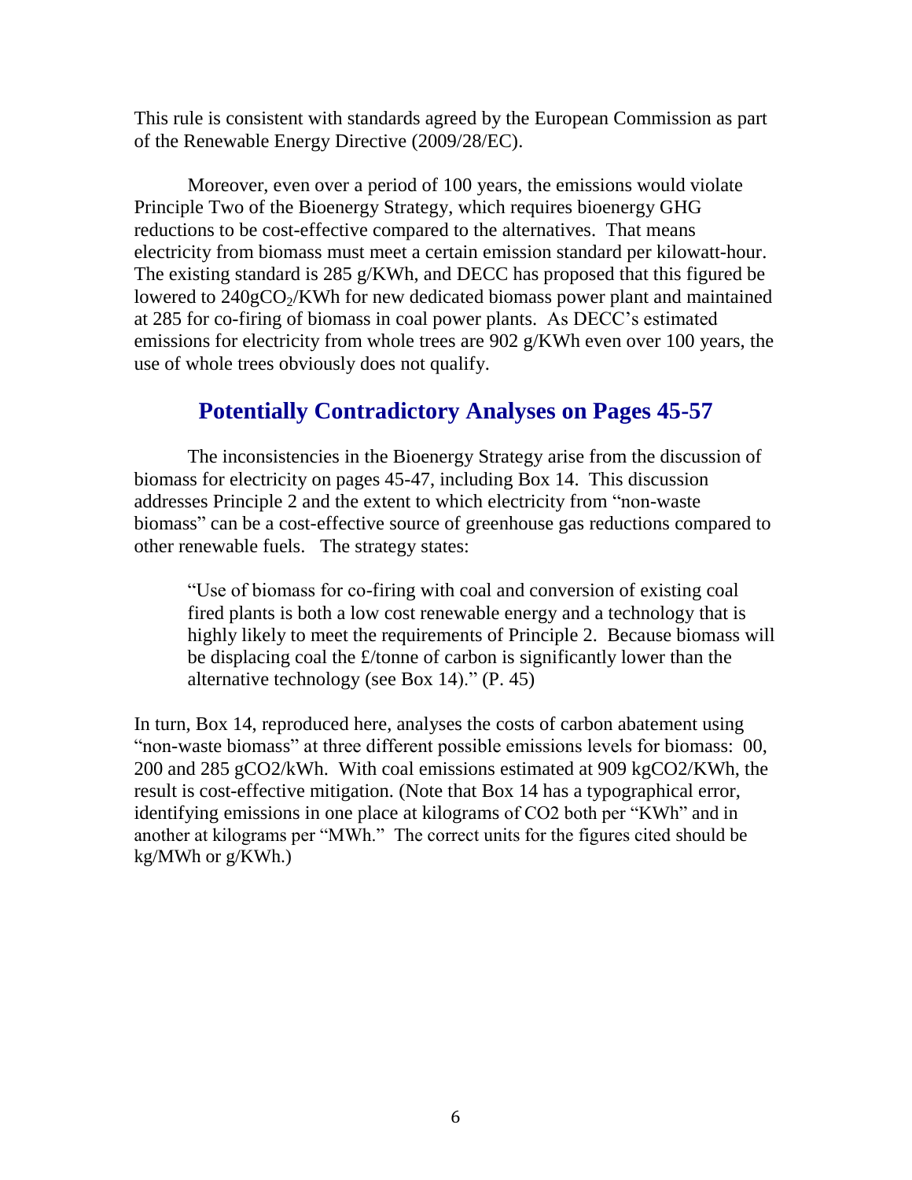This rule is consistent with standards agreed by the European Commission as part of the Renewable Energy Directive (2009/28/EC).

Moreover, even over a period of 100 years, the emissions would violate Principle Two of the Bioenergy Strategy, which requires bioenergy GHG reductions to be cost-effective compared to the alternatives. That means electricity from biomass must meet a certain emission standard per kilowatt-hour. The existing standard is 285 g/KWh, and DECC has proposed that this figured be lowered to 240g$CO_2$/KWh for new dedicated biomass power plant and maintained at 285 for co-firing of biomass in coal power plants. As DECC's estimated emissions for electricity from whole trees are 902 g/KWh even over 100 years, the use of whole trees obviously does not qualify.

## Potentially Contradictory Analyses on Pages 45-57

The inconsistencies in the Bioenergy Strategy arise from the discussion of biomass for electricity on pages 45-47, including Box 14. This discussion addresses Principle 2 and the extent to which electricity from "non-waste biomass" can be a cost-effective source of greenhouse gas reductions compared to other renewable fuels. The strategy states:

> "Use of biomass for co-firing with coal and conversion of existing coal fired plants is both a low cost renewable energy and a technology that is highly likely to meet the requirements of Principle 2. Because biomass will be displacing coal the £/tonne of carbon is significantly lower than the alternative technology (see Box 14)." (P. 45)

In turn, Box 14, reproduced here, analyses the costs of carbon abatement using "non-waste biomass" at three different possible emissions levels for biomass: 00, 200 and 285 gCO2/kWh. With coal emissions estimated at 909 kgCO2/KWh, the result is cost-effective mitigation. (Note that Box 14 has a typographical error, identifying emissions in one place at kilograms of CO2 both per "KWh" and in another at kilograms per "MWh." The correct units for the figures cited should be kg/MWh or g/KWh.)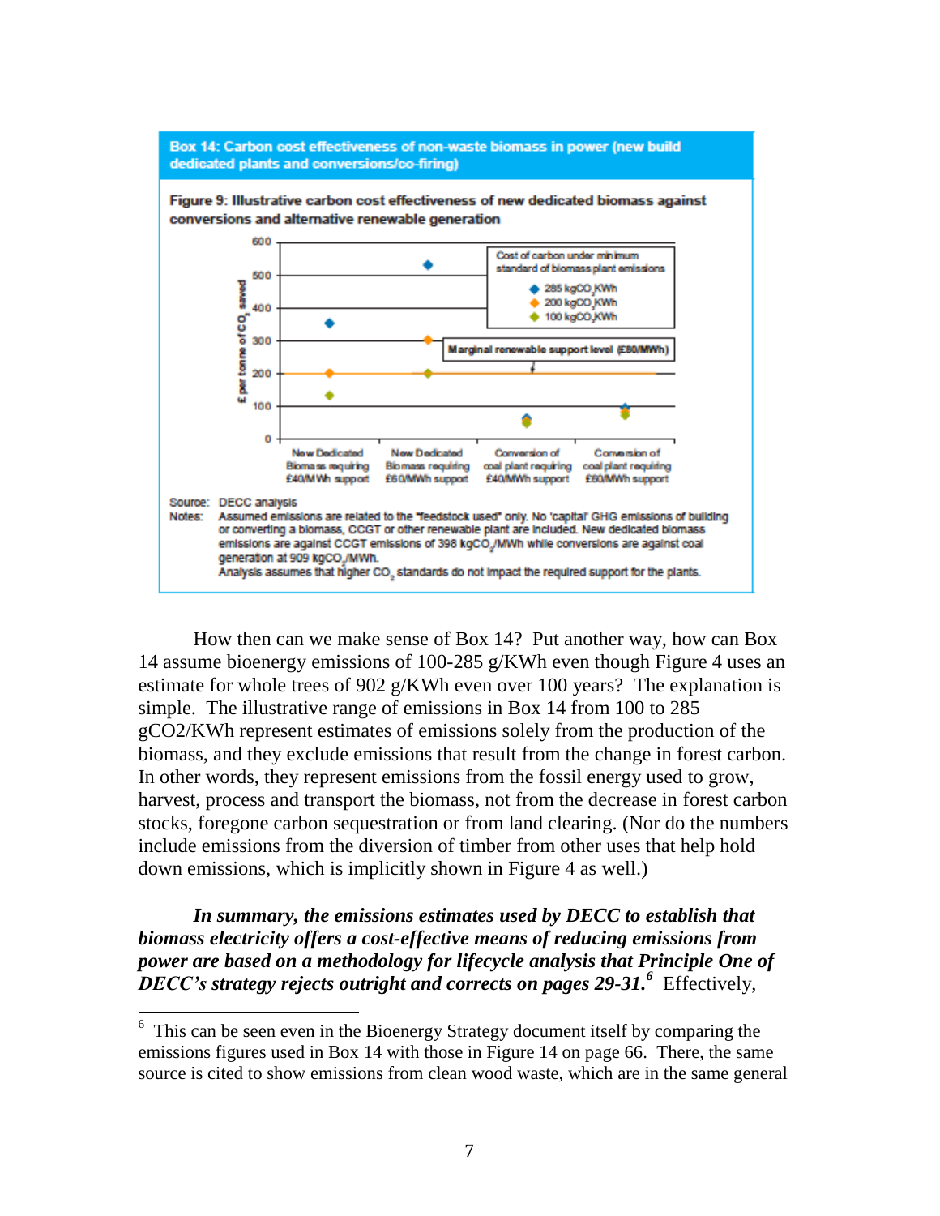**Box 14: Carbon cost effectiveness of non-waste biomass in power (new build dedicated plants and conversions/co-firing)**

**Figure 9: Illustrative carbon cost effectiveness of new dedicated biomass against conversions and alternative renewable generation**

Source: DECC analysis

Notes: Assumed emissions are related to the "feedstock used" only. No 'capital' GHG emissions of building or converting a biomass, CCGT or other renewable plant are included. New dedicated biomass emissions are against CCGT emissions of 398 $kgCO_2$/MWh while conversions are against coal generation at 909 $kgCO_2$/MWh.
Analysis assumes that higher $CO_2$ standards do not impact the required support for the plants.

How then can we make sense of Box 14? Put another way, how can Box 14 assume bioenergy emissions of 100-285 g/KWh even though Figure 4 uses an estimate for whole trees of 902 g/KWh even over 100 years? The explanation is simple. The illustrative range of emissions in Box 14 from 100 to 285 gCO2/KWh represent estimates of emissions solely from the production of the biomass, and they exclude emissions that result from the change in forest carbon. In other words, they represent emissions from the fossil energy used to grow, harvest, process and transport the biomass, not from the decrease in forest carbon stocks, foregone carbon sequestration or from land clearing. (Nor do the numbers include emissions from the diversion of timber from other uses that help hold down emissions, which is implicitly shown in Figure 4 as well.)

***In summary, the emissions estimates used by DECC to establish that biomass electricity offers a cost-effective means of reducing emissions from power are based on a methodology for lifecycle analysis that Principle One of DECC's strategy rejects outright and corrects on pages 29-31.***[6] Effectively,

[6] This can be seen even in the Bioenergy Strategy document itself by comparing the emissions figures used in Box 14 with those in Figure 14 on page 66. There, the same source is cited to show emissions from clean wood waste, which are in the same general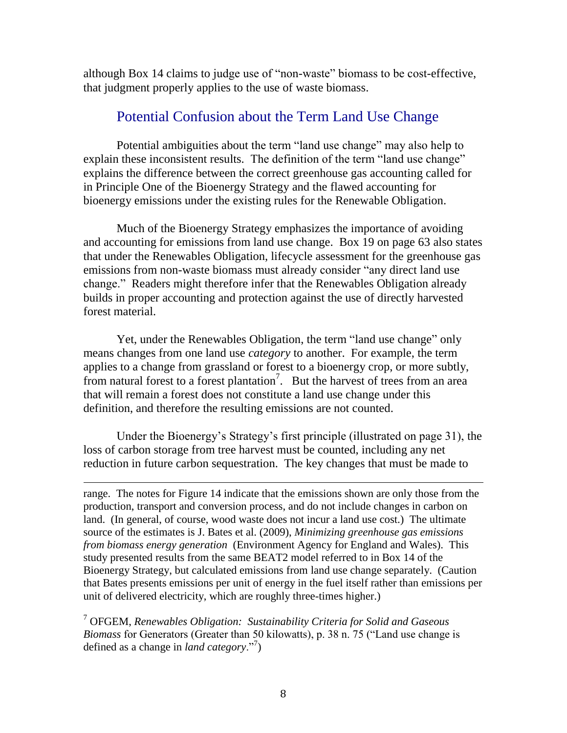although Box 14 claims to judge use of "non-waste" biomass to be cost-effective, that judgment properly applies to the use of waste biomass.

## Potential Confusion about the Term Land Use Change

Potential ambiguities about the term "land use change" may also help to explain these inconsistent results. The definition of the term "land use change" explains the difference between the correct greenhouse gas accounting called for in Principle One of the Bioenergy Strategy and the flawed accounting for bioenergy emissions under the existing rules for the Renewable Obligation.

Much of the Bioenergy Strategy emphasizes the importance of avoiding and accounting for emissions from land use change. Box 19 on page 63 also states that under the Renewables Obligation, lifecycle assessment for the greenhouse gas emissions from non-waste biomass must already consider "any direct land use change." Readers might therefore infer that the Renewables Obligation already builds in proper accounting and protection against the use of directly harvested forest material.

Yet, under the Renewables Obligation, the term "land use change" only means changes from one land use *category* to another. For example, the term applies to a change from grassland or forest to a bioenergy crop, or more subtly, from natural forest to a forest plantation[7]. But the harvest of trees from an area that will remain a forest does not constitute a land use change under this definition, and therefore the resulting emissions are not counted.

Under the Bioenergy's Strategy's first principle (illustrated on page 31), the loss of carbon storage from tree harvest must be counted, including any net reduction in future carbon sequestration. The key changes that must be made to

---

range. The notes for Figure 14 indicate that the emissions shown are only those from the production, transport and conversion process, and do not include changes in carbon on land. (In general, of course, wood waste does not incur a land use cost.) The ultimate source of the estimates is J. Bates et al. (2009), *Minimizing greenhouse gas emissions from biomass energy generation* (Environment Agency for England and Wales). This study presented results from the same BEAT2 model referred to in Box 14 of the Bioenergy Strategy, but calculated emissions from land use change separately. (Caution that Bates presents emissions per unit of energy in the fuel itself rather than emissions per unit of delivered electricity, which are roughly three-times higher.)

[7] OFGEM, *Renewables Obligation: Sustainability Criteria for Solid and Gaseous Biomass* for Generators (Greater than 50 kilowatts), p. 38 n. 75 ("Land use change is defined as a change in *land category*."[7])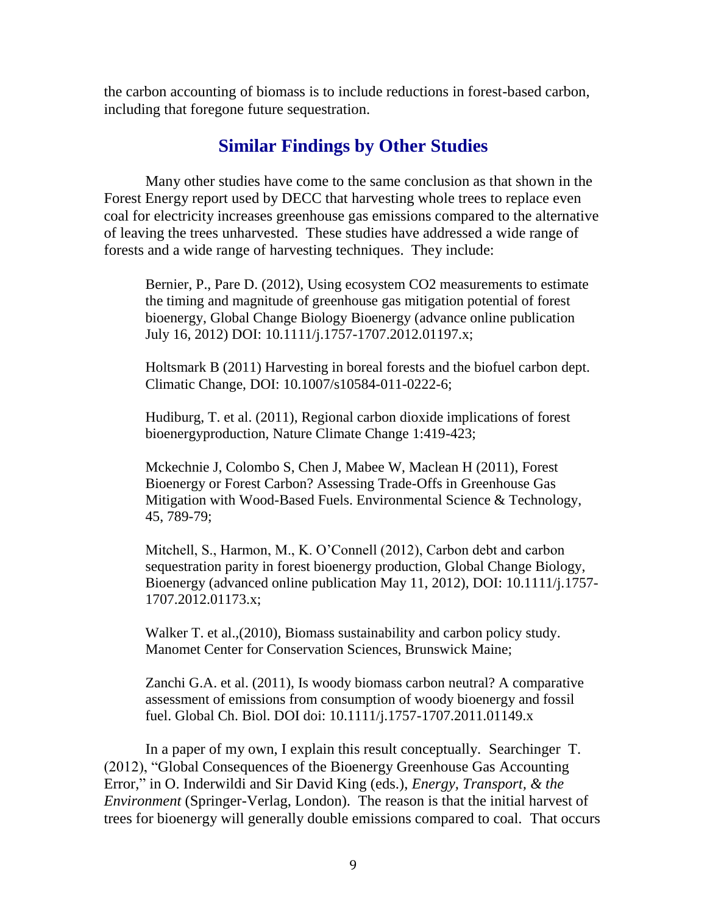the carbon accounting of biomass is to include reductions in forest-based carbon, including that foregone future sequestration.

## Similar Findings by Other Studies

Many other studies have come to the same conclusion as that shown in the Forest Energy report used by DECC that harvesting whole trees to replace even coal for electricity increases greenhouse gas emissions compared to the alternative of leaving the trees unharvested. These studies have addressed a wide range of forests and a wide range of harvesting techniques. They include:

> Bernier, P., Pare D. (2012), Using ecosystem CO2 measurements to estimate the timing and magnitude of greenhouse gas mitigation potential of forest bioenergy, Global Change Biology Bioenergy (advance online publication July 16, 2012) DOI: 10.1111/j.1757-1707.2012.01197.x;
>
> Holtsmark B (2011) Harvesting in boreal forests and the biofuel carbon dept. Climatic Change, DOI: 10.1007/s10584-011-0222-6;
>
> Hudiburg, T. et al. (2011), Regional carbon dioxide implications of forest bioenergyproduction, Nature Climate Change 1:419-423;
>
> Mckechnie J, Colombo S, Chen J, Mabee W, Maclean H (2011), Forest Bioenergy or Forest Carbon? Assessing Trade-Offs in Greenhouse Gas Mitigation with Wood-Based Fuels. Environmental Science & Technology, 45, 789-79;
>
> Mitchell, S., Harmon, M., K. O'Connell (2012), Carbon debt and carbon sequestration parity in forest bioenergy production, Global Change Biology, Bioenergy (advanced online publication May 11, 2012), DOI: 10.1111/j.1757-1707.2012.01173.x;
>
> Walker T. et al.,(2010), Biomass sustainability and carbon policy study. Manomet Center for Conservation Sciences, Brunswick Maine;
>
> Zanchi G.A. et al. (2011), Is woody biomass carbon neutral? A comparative assessment of emissions from consumption of woody bioenergy and fossil fuel. Global Ch. Biol. DOI doi: 10.1111/j.1757-1707.2011.01149.x

In a paper of my own, I explain this result conceptually. Searchinger T. (2012), "Global Consequences of the Bioenergy Greenhouse Gas Accounting Error," in O. Inderwildi and Sir David King (eds.), *Energy, Transport, & the Environment* (Springer-Verlag, London). The reason is that the initial harvest of trees for bioenergy will generally double emissions compared to coal. That occurs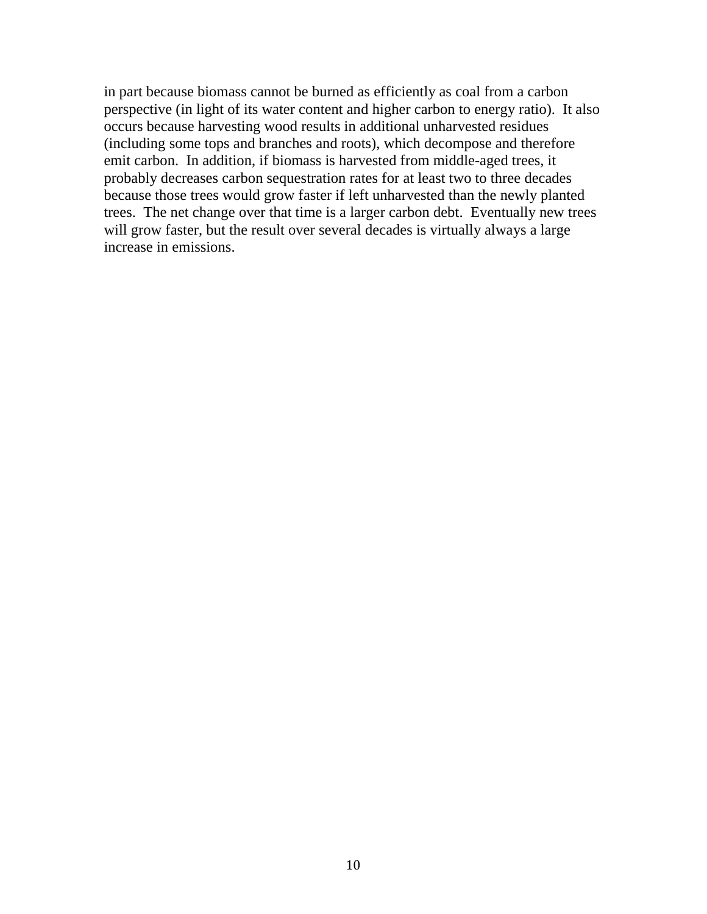in part because biomass cannot be burned as efficiently as coal from a carbon perspective (in light of its water content and higher carbon to energy ratio). It also occurs because harvesting wood results in additional unharvested residues (including some tops and branches and roots), which decompose and therefore emit carbon. In addition, if biomass is harvested from middle-aged trees, it probably decreases carbon sequestration rates for at least two to three decades because those trees would grow faster if left unharvested than the newly planted trees. The net change over that time is a larger carbon debt. Eventually new trees will grow faster, but the result over several decades is virtually always a large increase in emissions.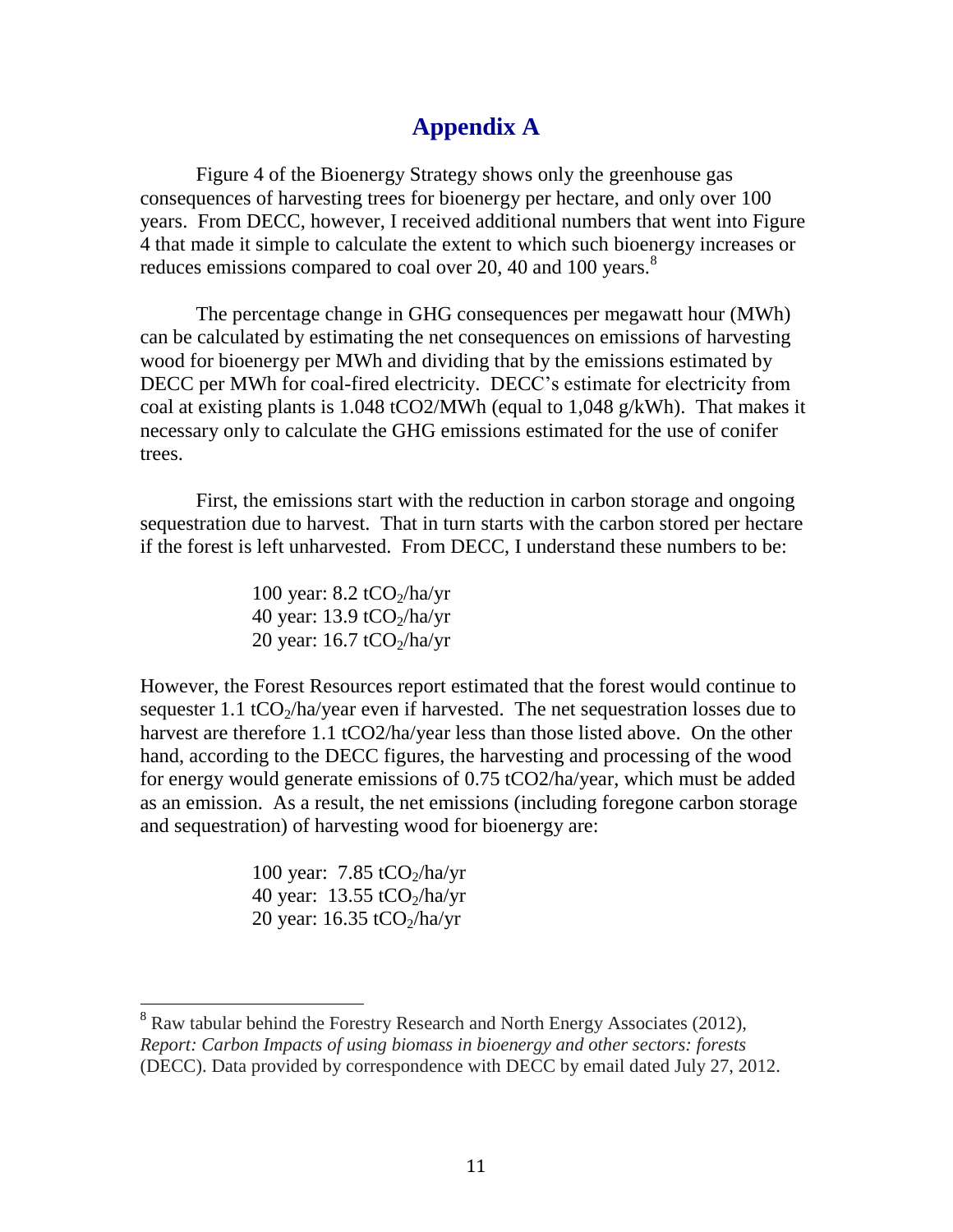# Appendix A

Figure 4 of the Bioenergy Strategy shows only the greenhouse gas consequences of harvesting trees for bioenergy per hectare, and only over 100 years. From DECC, however, I received additional numbers that went into Figure 4 that made it simple to calculate the extent to which such bioenergy increases or reduces emissions compared to coal over 20, 40 and 100 years.[8]

The percentage change in GHG consequences per megawatt hour (MWh) can be calculated by estimating the net consequences on emissions of harvesting wood for bioenergy per MWh and dividing that by the emissions estimated by DECC per MWh for coal-fired electricity. DECC's estimate for electricity from coal at existing plants is 1.048 tCO2/MWh (equal to 1,048 g/kWh). That makes it necessary only to calculate the GHG emissions estimated for the use of conifer trees.

First, the emissions start with the reduction in carbon storage and ongoing sequestration due to harvest. That in turn starts with the carbon stored per hectare if the forest is left unharvested. From DECC, I understand these numbers to be:

100 year: 8.2 $tCO_2$/ha/yr
40 year: 13.9 $tCO_2$/ha/yr
20 year: 16.7 $tCO_2$/ha/yr

However, the Forest Resources report estimated that the forest would continue to sequester 1.1 $tCO_2$/ha/year even if harvested. The net sequestration losses due to harvest are therefore 1.1 tCO2/ha/year less than those listed above. On the other hand, according to the DECC figures, the harvesting and processing of the wood for energy would generate emissions of 0.75 tCO2/ha/year, which must be added as an emission. As a result, the net emissions (including foregone carbon storage and sequestration) of harvesting wood for bioenergy are:

100 year: 7.85 $tCO_2$/ha/yr
40 year: 13.55 $tCO_2$/ha/yr
20 year: 16.35 $tCO_2$/ha/yr

---

[8] Raw tabular behind the Forestry Research and North Energy Associates (2012), *Report: Carbon Impacts of using biomass in bioenergy and other sectors: forests* (DECC). Data provided by correspondence with DECC by email dated July 27, 2012.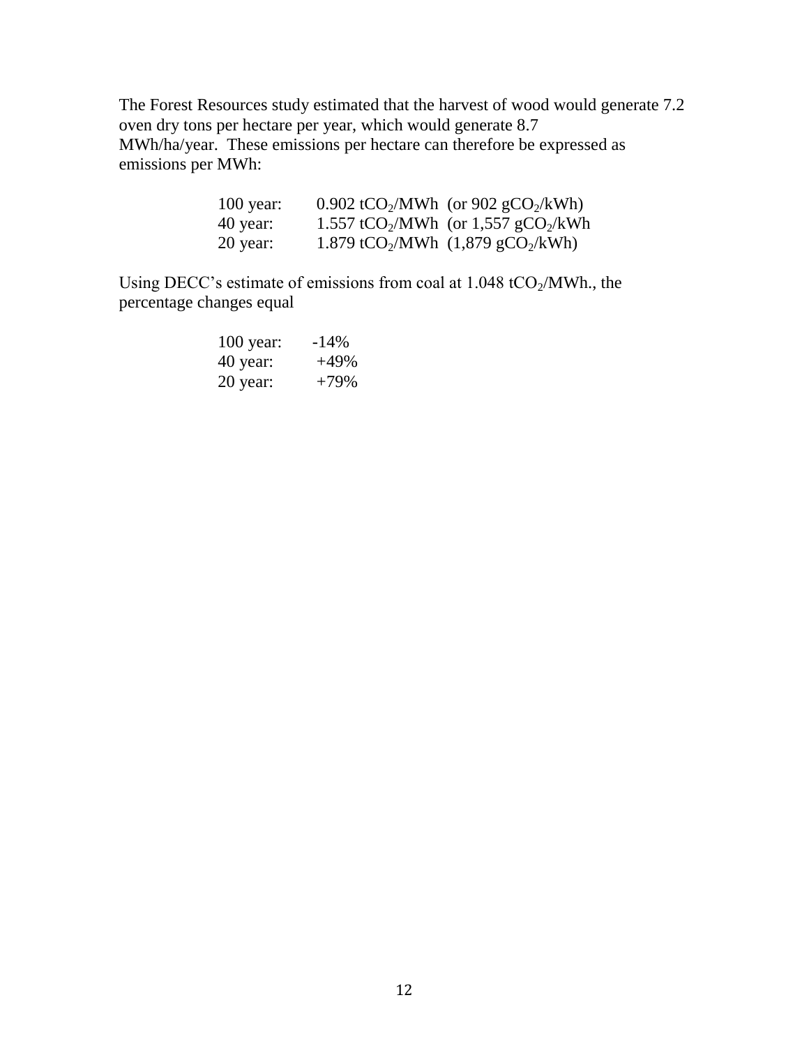The Forest Resources study estimated that the harvest of wood would generate 7.2 oven dry tons per hectare per year, which would generate 8.7 MWh/ha/year. These emissions per hectare can therefore be expressed as emissions per MWh:

| | | |
|---|---|---|
| 100 year: | 0.902 $tCO_2$/MWh | (or 902 $gCO_2$/kWh) |
| 40 year: | 1.557 $tCO_2$/MWh | (or 1,557 $gCO_2$/kWh |
| 20 year: | 1.879 $tCO_2$/MWh | (1,879 $gCO_2$/kWh) |

Using DECC's estimate of emissions from coal at 1.048 $tCO_2$/MWh., the percentage changes equal

| | |
|---|---|
| 100 year: | -14% |
| 40 year: | +49% |
| 20 year: | +79% |